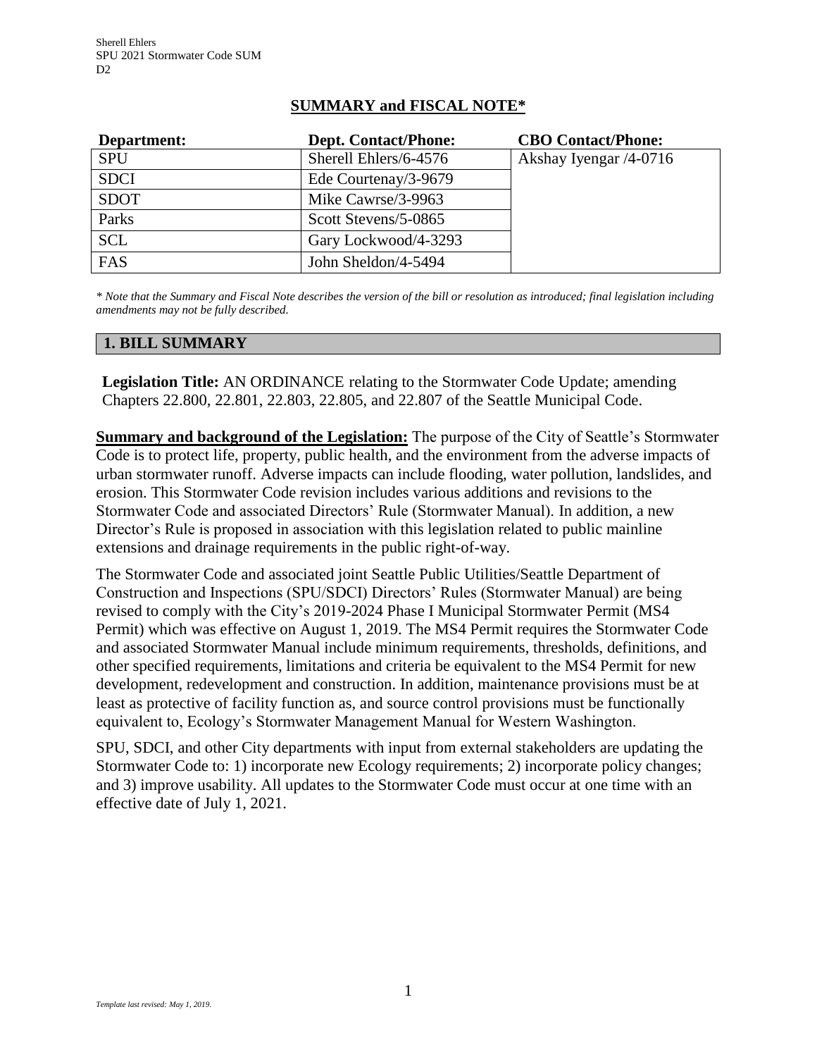Sherell Ehlers
SPU 2021 Stormwater Code SUM
D2

## SUMMARY and FISCAL NOTE*

| Department: | Dept. Contact/Phone: | CBO Contact/Phone: |
|---|---|---|
| SPU | Sherell Ehlers/6-4576 | Akshay Iyengar /4-0716 |
| SDCI | Ede Courtenay/3-9679 | |
| SDOT | Mike Cawrse/3-9963 | |
| Parks | Scott Stevens/5-0865 | |
| SCL | Gary Lockwood/4-3293 | |
| FAS | John Sheldon/4-5494 | |

*\* Note that the Summary and Fiscal Note describes the version of the bill or resolution as introduced; final legislation including amendments may not be fully described.*

## 1. BILL SUMMARY

**Legislation Title:** AN ORDINANCE relating to the Stormwater Code Update; amending Chapters 22.800, 22.801, 22.803, 22.805, and 22.807 of the Seattle Municipal Code.

**Summary and background of the Legislation:** The purpose of the City of Seattle's Stormwater Code is to protect life, property, public health, and the environment from the adverse impacts of urban stormwater runoff. Adverse impacts can include flooding, water pollution, landslides, and erosion. This Stormwater Code revision includes various additions and revisions to the Stormwater Code and associated Directors' Rule (Stormwater Manual). In addition, a new Director's Rule is proposed in association with this legislation related to public mainline extensions and drainage requirements in the public right-of-way.

The Stormwater Code and associated joint Seattle Public Utilities/Seattle Department of Construction and Inspections (SPU/SDCI) Directors' Rules (Stormwater Manual) are being revised to comply with the City's 2019-2024 Phase I Municipal Stormwater Permit (MS4 Permit) which was effective on August 1, 2019. The MS4 Permit requires the Stormwater Code and associated Stormwater Manual include minimum requirements, thresholds, definitions, and other specified requirements, limitations and criteria be equivalent to the MS4 Permit for new development, redevelopment and construction. In addition, maintenance provisions must be at least as protective of facility function as, and source control provisions must be functionally equivalent to, Ecology's Stormwater Management Manual for Western Washington.

SPU, SDCI, and other City departments with input from external stakeholders are updating the Stormwater Code to: 1) incorporate new Ecology requirements; 2) incorporate policy changes; and 3) improve usability. All updates to the Stormwater Code must occur at one time with an effective date of July 1, 2021.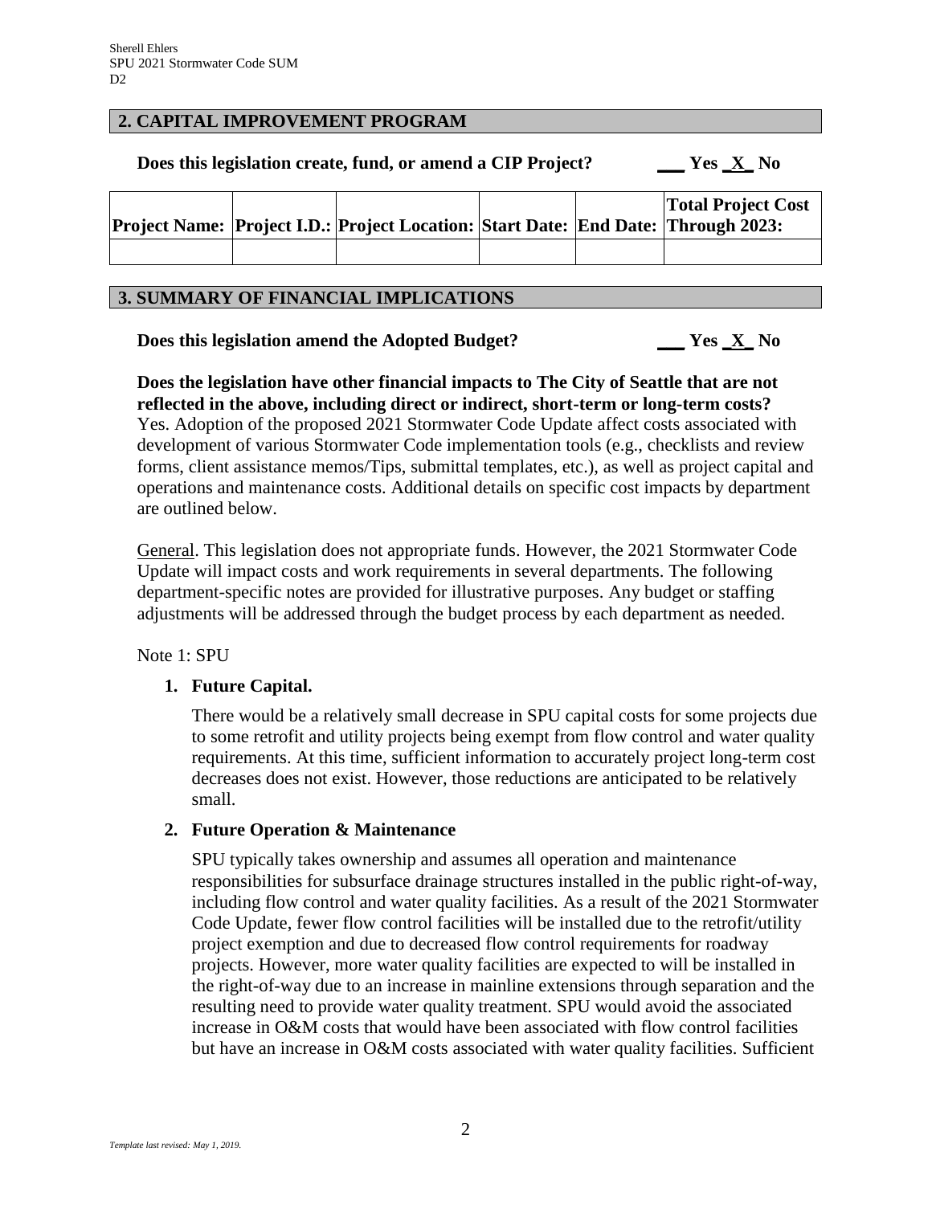## 2. CAPITAL IMPROVEMENT PROGRAM

**Does this legislation create, fund, or amend a CIP Project?** ___ Yes _X_ No

| Project Name: | Project I.D.: | Project Location: | Start Date: | End Date: | Total Project Cost Through 2023: |
|---|---|---|---|---|---|
| | | | | | |

## 3. SUMMARY OF FINANCIAL IMPLICATIONS

**Does this legislation amend the Adopted Budget?** ___ Yes _X_ No

**Does the legislation have other financial impacts to The City of Seattle that are not reflected in the above, including direct or indirect, short-term or long-term costs?**
Yes. Adoption of the proposed 2021 Stormwater Code Update affect costs associated with development of various Stormwater Code implementation tools (e.g., checklists and review forms, client assistance memos/Tips, submittal templates, etc.), as well as project capital and operations and maintenance costs. Additional details on specific cost impacts by department are outlined below.

General. This legislation does not appropriate funds. However, the 2021 Stormwater Code Update will impact costs and work requirements in several departments. The following department-specific notes are provided for illustrative purposes. Any budget or staffing adjustments will be addressed through the budget process by each department as needed.

Note 1: SPU

1. **Future Capital.**

   There would be a relatively small decrease in SPU capital costs for some projects due to some retrofit and utility projects being exempt from flow control and water quality requirements. At this time, sufficient information to accurately project long-term cost decreases does not exist. However, those reductions are anticipated to be relatively small.

2. **Future Operation & Maintenance**

   SPU typically takes ownership and assumes all operation and maintenance responsibilities for subsurface drainage structures installed in the public right-of-way, including flow control and water quality facilities. As a result of the 2021 Stormwater Code Update, fewer flow control facilities will be installed due to the retrofit/utility project exemption and due to decreased flow control requirements for roadway projects. However, more water quality facilities are expected to will be installed in the right-of-way due to an increase in mainline extensions through separation and the resulting need to provide water quality treatment. SPU would avoid the associated increase in O&M costs that would have been associated with flow control facilities but have an increase in O&M costs associated with water quality facilities. Sufficient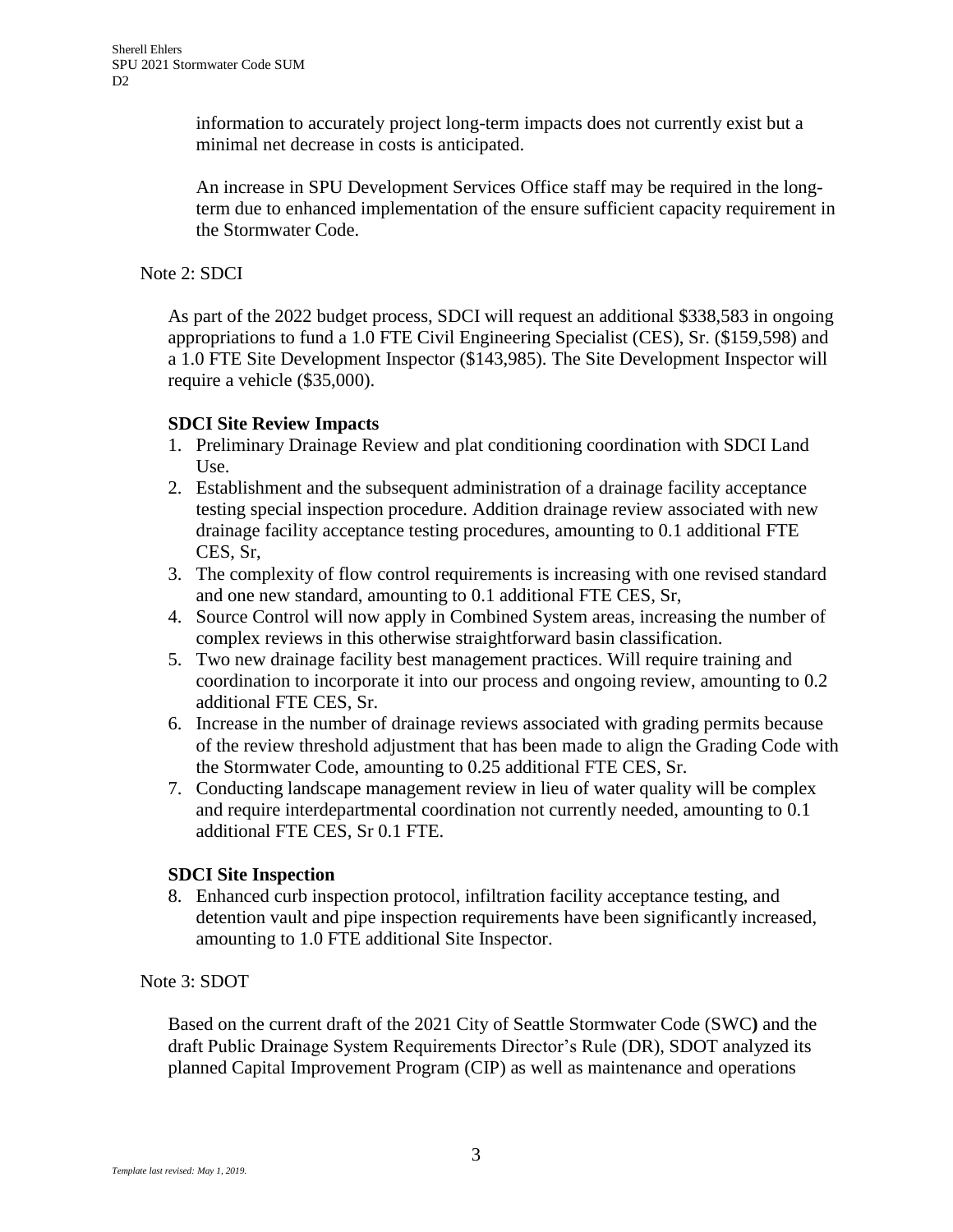information to accurately project long-term impacts does not currently exist but a minimal net decrease in costs is anticipated.

An increase in SPU Development Services Office staff may be required in the long-term due to enhanced implementation of the ensure sufficient capacity requirement in the Stormwater Code.

Note 2: SDCI

As part of the 2022 budget process, SDCI will request an additional $338,583 in ongoing appropriations to fund a 1.0 FTE Civil Engineering Specialist (CES), Sr. ($159,598) and a 1.0 FTE Site Development Inspector ($143,985). The Site Development Inspector will require a vehicle ($35,000).

**SDCI Site Review Impacts**

1. Preliminary Drainage Review and plat conditioning coordination with SDCI Land Use.
2. Establishment and the subsequent administration of a drainage facility acceptance testing special inspection procedure. Addition drainage review associated with new drainage facility acceptance testing procedures, amounting to 0.1 additional FTE CES, Sr,
3. The complexity of flow control requirements is increasing with one revised standard and one new standard, amounting to 0.1 additional FTE CES, Sr,
4. Source Control will now apply in Combined System areas, increasing the number of complex reviews in this otherwise straightforward basin classification.
5. Two new drainage facility best management practices. Will require training and coordination to incorporate it into our process and ongoing review, amounting to 0.2 additional FTE CES, Sr.
6. Increase in the number of drainage reviews associated with grading permits because of the review threshold adjustment that has been made to align the Grading Code with the Stormwater Code, amounting to 0.25 additional FTE CES, Sr.
7. Conducting landscape management review in lieu of water quality will be complex and require interdepartmental coordination not currently needed, amounting to 0.1 additional FTE CES, Sr 0.1 FTE.

**SDCI Site Inspection**

8. Enhanced curb inspection protocol, infiltration facility acceptance testing, and detention vault and pipe inspection requirements have been significantly increased, amounting to 1.0 FTE additional Site Inspector.

Note 3: SDOT

Based on the current draft of the 2021 City of Seattle Stormwater Code (SWC**)** and the draft Public Drainage System Requirements Director's Rule (DR), SDOT analyzed its planned Capital Improvement Program (CIP) as well as maintenance and operations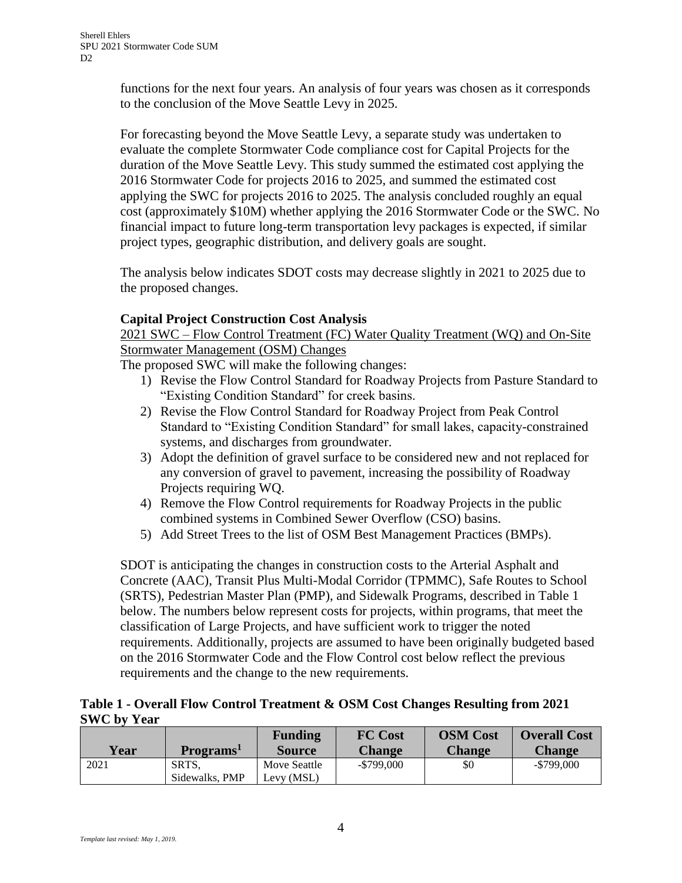functions for the next four years. An analysis of four years was chosen as it corresponds to the conclusion of the Move Seattle Levy in 2025.

For forecasting beyond the Move Seattle Levy, a separate study was undertaken to evaluate the complete Stormwater Code compliance cost for Capital Projects for the duration of the Move Seattle Levy. This study summed the estimated cost applying the 2016 Stormwater Code for projects 2016 to 2025, and summed the estimated cost applying the SWC for projects 2016 to 2025. The analysis concluded roughly an equal cost (approximately $10M) whether applying the 2016 Stormwater Code or the SWC. No financial impact to future long-term transportation levy packages is expected, if similar project types, geographic distribution, and delivery goals are sought.

The analysis below indicates SDOT costs may decrease slightly in 2021 to 2025 due to the proposed changes.

**Capital Project Construction Cost Analysis**

2021 SWC – Flow Control Treatment (FC) Water Quality Treatment (WQ) and On-Site Stormwater Management (OSM) Changes

The proposed SWC will make the following changes:

1) Revise the Flow Control Standard for Roadway Projects from Pasture Standard to "Existing Condition Standard" for creek basins.
2) Revise the Flow Control Standard for Roadway Project from Peak Control Standard to "Existing Condition Standard" for small lakes, capacity-constrained systems, and discharges from groundwater.
3) Adopt the definition of gravel surface to be considered new and not replaced for any conversion of gravel to pavement, increasing the possibility of Roadway Projects requiring WQ.
4) Remove the Flow Control requirements for Roadway Projects in the public combined systems in Combined Sewer Overflow (CSO) basins.
5) Add Street Trees to the list of OSM Best Management Practices (BMPs).

SDOT is anticipating the changes in construction costs to the Arterial Asphalt and Concrete (AAC), Transit Plus Multi-Modal Corridor (TPMMC), Safe Routes to School (SRTS), Pedestrian Master Plan (PMP), and Sidewalk Programs, described in Table 1 below. The numbers below represent costs for projects, within programs, that meet the classification of Large Projects, and have sufficient work to trigger the noted requirements. Additionally, projects are assumed to have been originally budgeted based on the 2016 Stormwater Code and the Flow Control cost below reflect the previous requirements and the change to the new requirements.

**Table 1 - Overall Flow Control Treatment & OSM Cost Changes Resulting from 2021 SWC by Year**

| Year | Programs[1] | Funding Source | FC Cost Change | OSM Cost Change | Overall Cost Change |
|---|---|---|---|---|---|
| 2021 | SRTS, Sidewalks, PMP | Move Seattle Levy (MSL) | -$799,000 | $0 | -$799,000 |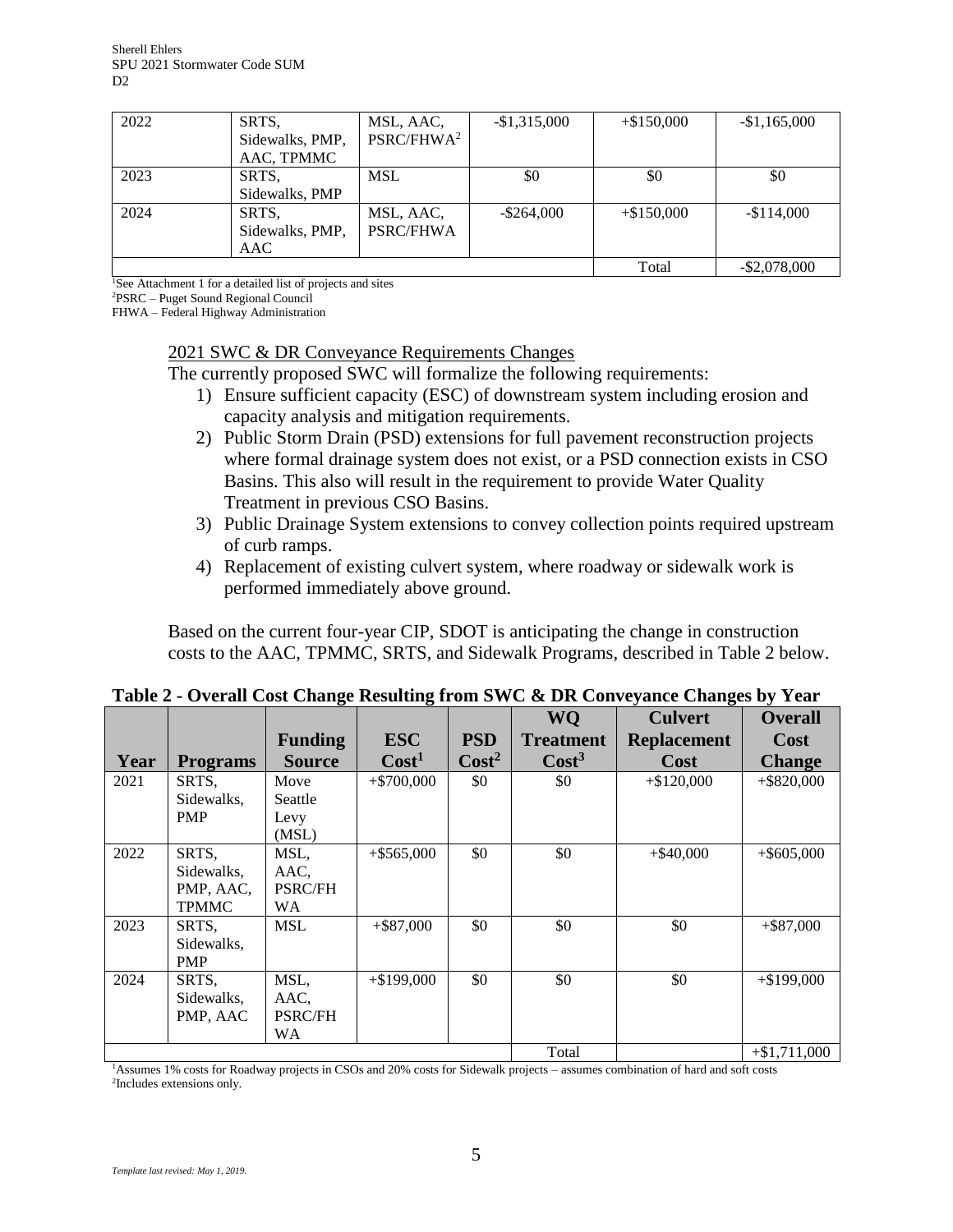| 2022 | SRTS, Sidewalks, PMP, AAC, TPMMC | MSL, AAC, PSRC/FHWA[2] | -$1,315,000 | +$150,000 | -$1,165,000 |
|---|---|---|---|---|---|
| 2023 | SRTS, Sidewalks, PMP | MSL | $0 | $0 | $0 |
| 2024 | SRTS, Sidewalks, PMP, AAC | MSL, AAC, PSRC/FHWA | -$264,000 | +$150,000 | -$114,000 |
| | | | | Total | -$2,078,000 |

[1]See Attachment 1 for a detailed list of projects and sites
[2]PSRC – Puget Sound Regional Council
FHWA – Federal Highway Administration

2021 SWC & DR Conveyance Requirements Changes

The currently proposed SWC will formalize the following requirements:

1) Ensure sufficient capacity (ESC) of downstream system including erosion and capacity analysis and mitigation requirements.
2) Public Storm Drain (PSD) extensions for full pavement reconstruction projects where formal drainage system does not exist, or a PSD connection exists in CSO Basins. This also will result in the requirement to provide Water Quality Treatment in previous CSO Basins.
3) Public Drainage System extensions to convey collection points required upstream of curb ramps.
4) Replacement of existing culvert system, where roadway or sidewalk work is performed immediately above ground.

Based on the current four-year CIP, SDOT is anticipating the change in construction costs to the AAC, TPMMC, SRTS, and Sidewalk Programs, described in Table 2 below.

**Table 2 - Overall Cost Change Resulting from SWC & DR Conveyance Changes by Year**

| Year | Programs | Funding Source | ESC Cost[1] | PSD Cost[2] | WQ Treatment Cost[3] | Culvert Replacement Cost | Overall Cost Change |
|---|---|---|---|---|---|---|---|
| 2021 | SRTS, Sidewalks, PMP | Move Seattle Levy (MSL) | +$700,000 | $0 | $0 | +$120,000 | +$820,000 |
| 2022 | SRTS, Sidewalks, PMP, AAC, TPMMC | MSL, AAC, PSRC/FHWA | +$565,000 | $0 | $0 | +$40,000 | +$605,000 |
| 2023 | SRTS, Sidewalks, PMP | MSL | +$87,000 | $0 | $0 | $0 | +$87,000 |
| 2024 | SRTS, Sidewalks, PMP, AAC | MSL, AAC, PSRC/FHWA | +$199,000 | $0 | $0 | $0 | +$199,000 |
| | | | | | Total | | +$1,711,000 |

[1]Assumes 1% costs for Roadway projects in CSOs and 20% costs for Sidewalk projects – assumes combination of hard and soft costs
[2]Includes extensions only.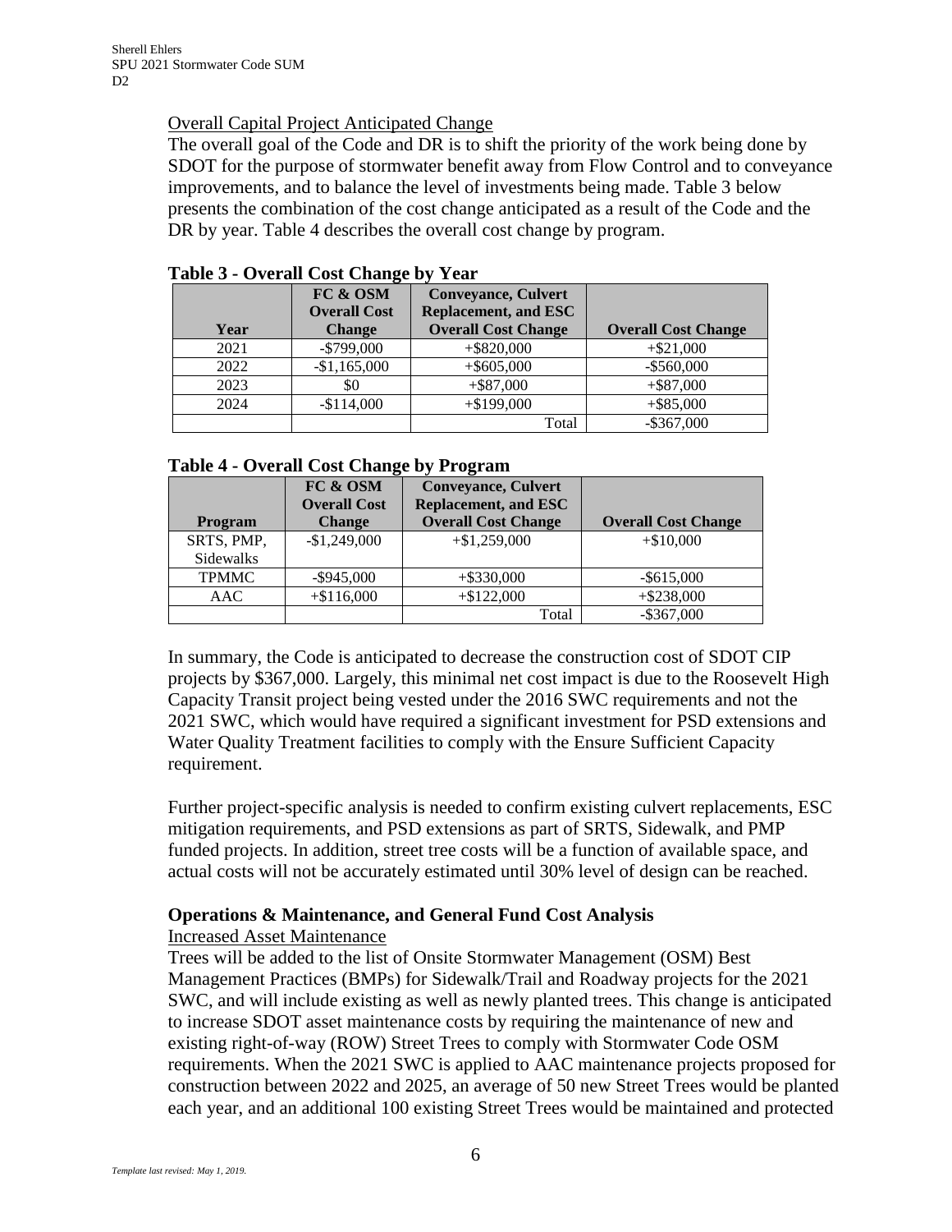Overall Capital Project Anticipated Change

The overall goal of the Code and DR is to shift the priority of the work being done by SDOT for the purpose of stormwater benefit away from Flow Control and to conveyance improvements, and to balance the level of investments being made. Table 3 below presents the combination of the cost change anticipated as a result of the Code and the DR by year. Table 4 describes the overall cost change by program.

**Table 3 - Overall Cost Change by Year**

| Year | FC & OSM Overall Cost Change | Conveyance, Culvert Replacement, and ESC Overall Cost Change | Overall Cost Change |
|---|---|---|---|
| 2021 | -$799,000 | +$820,000 | +$21,000 |
| 2022 | -$1,165,000 | +$605,000 | -$560,000 |
| 2023 | $0 | +$87,000 | +$87,000 |
| 2024 | -$114,000 | +$199,000 | +$85,000 |
| | | Total | -$367,000 |

**Table 4 - Overall Cost Change by Program**

| Program | FC & OSM Overall Cost Change | Conveyance, Culvert Replacement, and ESC Overall Cost Change | Overall Cost Change |
|---|---|---|---|
| SRTS, PMP, Sidewalks | -$1,249,000 | +$1,259,000 | +$10,000 |
| TPMMC | -$945,000 | +$330,000 | -$615,000 |
| AAC | +$116,000 | +$122,000 | +$238,000 |
| | | Total | -$367,000 |

In summary, the Code is anticipated to decrease the construction cost of SDOT CIP projects by $367,000. Largely, this minimal net cost impact is due to the Roosevelt High Capacity Transit project being vested under the 2016 SWC requirements and not the 2021 SWC, which would have required a significant investment for PSD extensions and Water Quality Treatment facilities to comply with the Ensure Sufficient Capacity requirement.

Further project-specific analysis is needed to confirm existing culvert replacements, ESC mitigation requirements, and PSD extensions as part of SRTS, Sidewalk, and PMP funded projects. In addition, street tree costs will be a function of available space, and actual costs will not be accurately estimated until 30% level of design can be reached.

**Operations & Maintenance, and General Fund Cost Analysis**

Increased Asset Maintenance

Trees will be added to the list of Onsite Stormwater Management (OSM) Best Management Practices (BMPs) for Sidewalk/Trail and Roadway projects for the 2021 SWC, and will include existing as well as newly planted trees. This change is anticipated to increase SDOT asset maintenance costs by requiring the maintenance of new and existing right-of-way (ROW) Street Trees to comply with Stormwater Code OSM requirements. When the 2021 SWC is applied to AAC maintenance projects proposed for construction between 2022 and 2025, an average of 50 new Street Trees would be planted each year, and an additional 100 existing Street Trees would be maintained and protected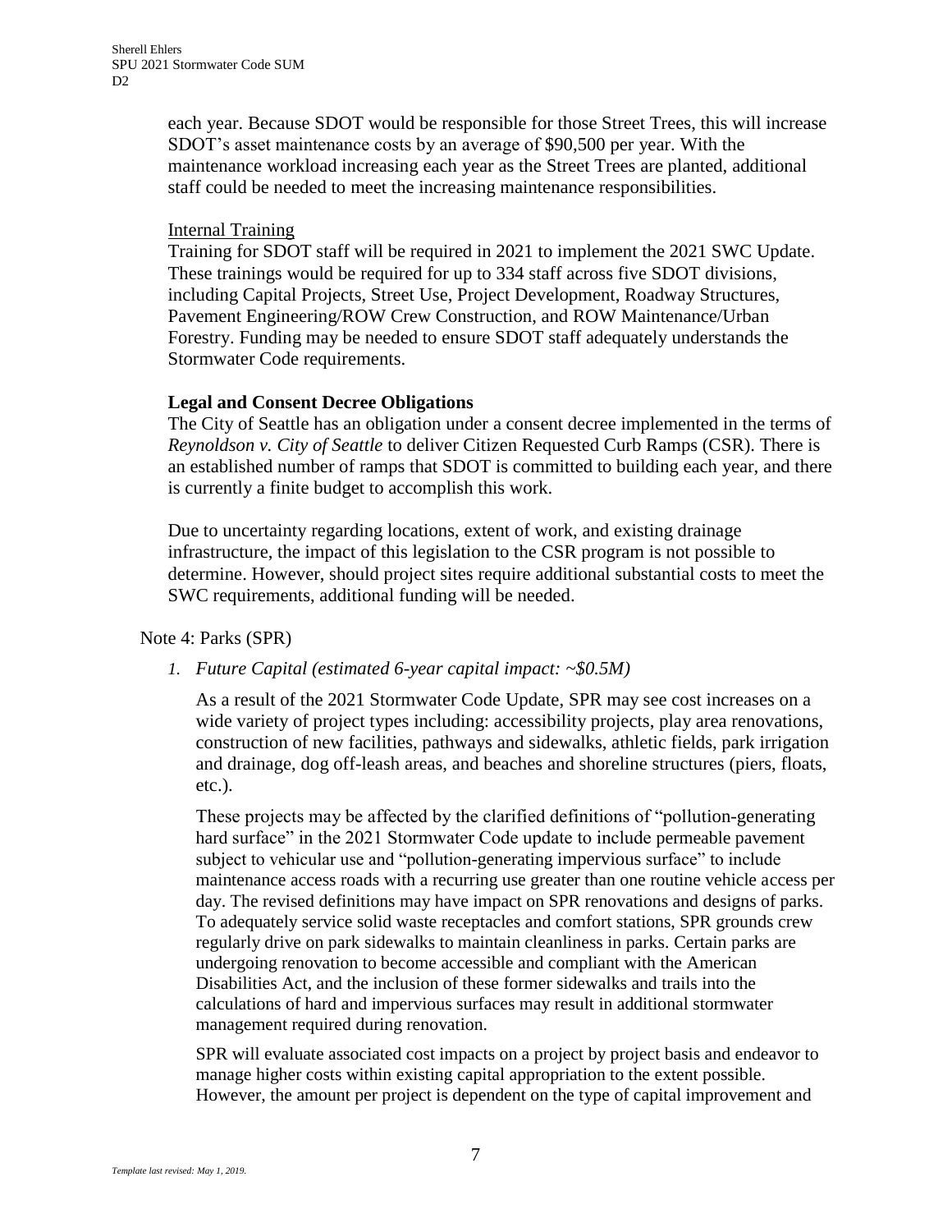each year. Because SDOT would be responsible for those Street Trees, this will increase SDOT's asset maintenance costs by an average of $90,500 per year. With the maintenance workload increasing each year as the Street Trees are planted, additional staff could be needed to meet the increasing maintenance responsibilities.

Internal Training

Training for SDOT staff will be required in 2021 to implement the 2021 SWC Update. These trainings would be required for up to 334 staff across five SDOT divisions, including Capital Projects, Street Use, Project Development, Roadway Structures, Pavement Engineering/ROW Crew Construction, and ROW Maintenance/Urban Forestry. Funding may be needed to ensure SDOT staff adequately understands the Stormwater Code requirements.

**Legal and Consent Decree Obligations**

The City of Seattle has an obligation under a consent decree implemented in the terms of *Reynoldson v. City of Seattle* to deliver Citizen Requested Curb Ramps (CSR). There is an established number of ramps that SDOT is committed to building each year, and there is currently a finite budget to accomplish this work.

Due to uncertainty regarding locations, extent of work, and existing drainage infrastructure, the impact of this legislation to the CSR program is not possible to determine. However, should project sites require additional substantial costs to meet the SWC requirements, additional funding will be needed.

Note 4: Parks (SPR)

1. *Future Capital (estimated 6-year capital impact: ~$0.5M)*

   As a result of the 2021 Stormwater Code Update, SPR may see cost increases on a wide variety of project types including: accessibility projects, play area renovations, construction of new facilities, pathways and sidewalks, athletic fields, park irrigation and drainage, dog off-leash areas, and beaches and shoreline structures (piers, floats, etc.).

   These projects may be affected by the clarified definitions of "pollution-generating hard surface" in the 2021 Stormwater Code update to include permeable pavement subject to vehicular use and "pollution-generating impervious surface" to include maintenance access roads with a recurring use greater than one routine vehicle access per day. The revised definitions may have impact on SPR renovations and designs of parks. To adequately service solid waste receptacles and comfort stations, SPR grounds crew regularly drive on park sidewalks to maintain cleanliness in parks. Certain parks are undergoing renovation to become accessible and compliant with the American Disabilities Act, and the inclusion of these former sidewalks and trails into the calculations of hard and impervious surfaces may result in additional stormwater management required during renovation.

   SPR will evaluate associated cost impacts on a project by project basis and endeavor to manage higher costs within existing capital appropriation to the extent possible. However, the amount per project is dependent on the type of capital improvement and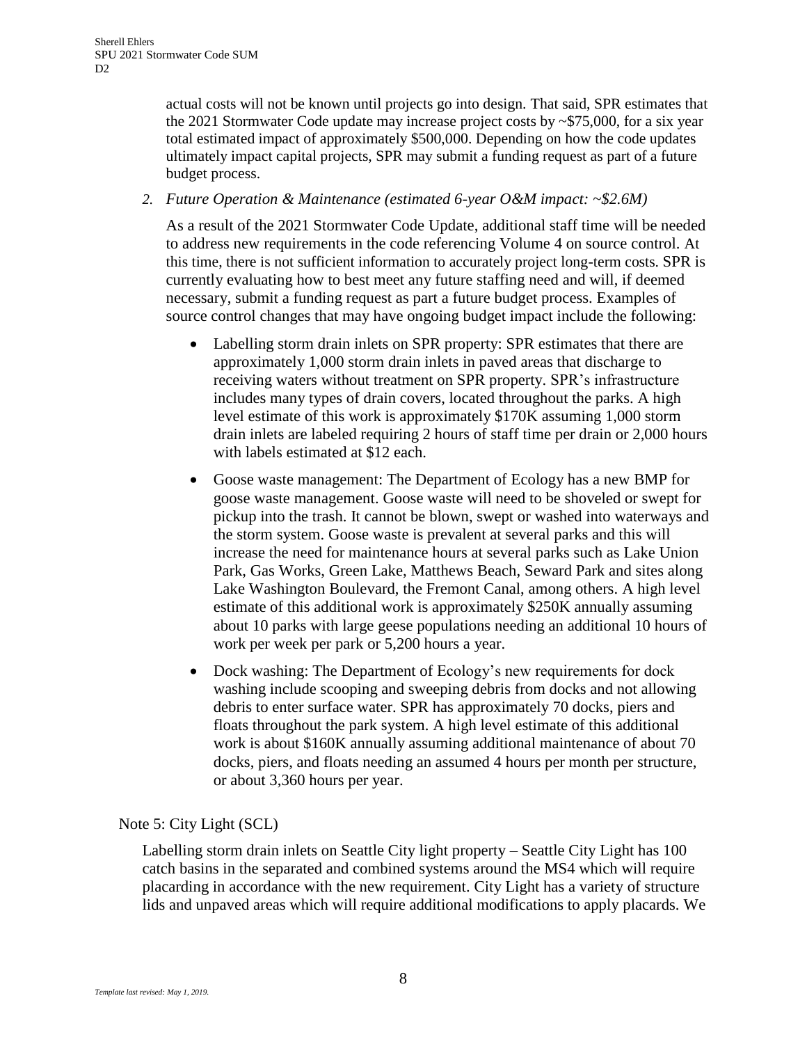actual costs will not be known until projects go into design. That said, SPR estimates that the 2021 Stormwater Code update may increase project costs by ~$75,000, for a six year total estimated impact of approximately $500,000. Depending on how the code updates ultimately impact capital projects, SPR may submit a funding request as part of a future budget process.

2. *Future Operation & Maintenance (estimated 6-year O&M impact: ~$2.6M)*

   As a result of the 2021 Stormwater Code Update, additional staff time will be needed to address new requirements in the code referencing Volume 4 on source control. At this time, there is not sufficient information to accurately project long-term costs. SPR is currently evaluating how to best meet any future staffing need and will, if deemed necessary, submit a funding request as part a future budget process. Examples of source control changes that may have ongoing budget impact include the following:

   - Labelling storm drain inlets on SPR property: SPR estimates that there are approximately 1,000 storm drain inlets in paved areas that discharge to receiving waters without treatment on SPR property. SPR's infrastructure includes many types of drain covers, located throughout the parks. A high level estimate of this work is approximately $170K assuming 1,000 storm drain inlets are labeled requiring 2 hours of staff time per drain or 2,000 hours with labels estimated at $12 each.
   - Goose waste management: The Department of Ecology has a new BMP for goose waste management. Goose waste will need to be shoveled or swept for pickup into the trash. It cannot be blown, swept or washed into waterways and the storm system. Goose waste is prevalent at several parks and this will increase the need for maintenance hours at several parks such as Lake Union Park, Gas Works, Green Lake, Matthews Beach, Seward Park and sites along Lake Washington Boulevard, the Fremont Canal, among others. A high level estimate of this additional work is approximately $250K annually assuming about 10 parks with large geese populations needing an additional 10 hours of work per week per park or 5,200 hours a year.
   - Dock washing: The Department of Ecology's new requirements for dock washing include scooping and sweeping debris from docks and not allowing debris to enter surface water. SPR has approximately 70 docks, piers and floats throughout the park system. A high level estimate of this additional work is about $160K annually assuming additional maintenance of about 70 docks, piers, and floats needing an assumed 4 hours per month per structure, or about 3,360 hours per year.

Note 5: City Light (SCL)

Labelling storm drain inlets on Seattle City light property – Seattle City Light has 100 catch basins in the separated and combined systems around the MS4 which will require placarding in accordance with the new requirement. City Light has a variety of structure lids and unpaved areas which will require additional modifications to apply placards. We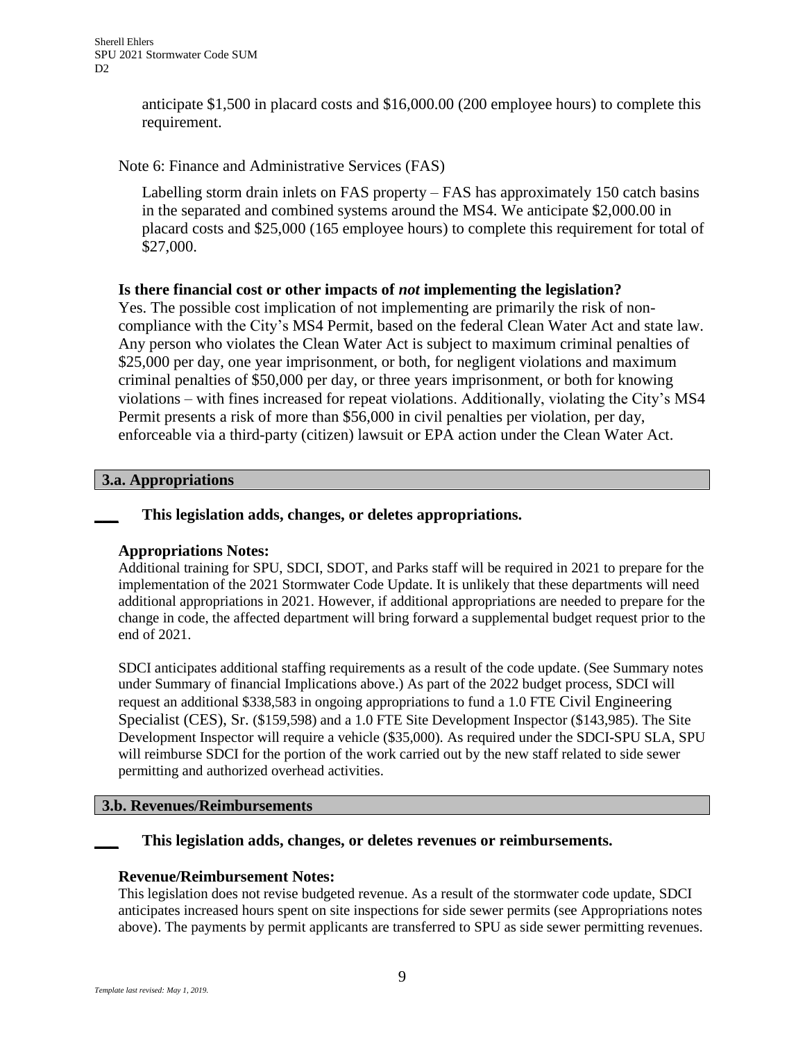anticipate $1,500 in placard costs and $16,000.00 (200 employee hours) to complete this requirement.

Note 6: Finance and Administrative Services (FAS)

Labelling storm drain inlets on FAS property – FAS has approximately 150 catch basins in the separated and combined systems around the MS4. We anticipate $2,000.00 in placard costs and $25,000 (165 employee hours) to complete this requirement for total of $27,000.

**Is there financial cost or other impacts of *not* implementing the legislation?**

Yes. The possible cost implication of not implementing are primarily the risk of non-compliance with the City's MS4 Permit, based on the federal Clean Water Act and state law. Any person who violates the Clean Water Act is subject to maximum criminal penalties of $25,000 per day, one year imprisonment, or both, for negligent violations and maximum criminal penalties of $50,000 per day, or three years imprisonment, or both for knowing violations – with fines increased for repeat violations. Additionally, violating the City's MS4 Permit presents a risk of more than $56,000 in civil penalties per violation, per day, enforceable via a third-party (citizen) lawsuit or EPA action under the Clean Water Act.

## 3.a. Appropriations

___ **This legislation adds, changes, or deletes appropriations.**

**Appropriations Notes:**

Additional training for SPU, SDCI, SDOT, and Parks staff will be required in 2021 to prepare for the implementation of the 2021 Stormwater Code Update. It is unlikely that these departments will need additional appropriations in 2021. However, if additional appropriations are needed to prepare for the change in code, the affected department will bring forward a supplemental budget request prior to the end of 2021.

SDCI anticipates additional staffing requirements as a result of the code update. (See Summary notes under Summary of financial Implications above.) As part of the 2022 budget process, SDCI will request an additional $338,583 in ongoing appropriations to fund a 1.0 FTE Civil Engineering Specialist (CES), Sr. ($159,598) and a 1.0 FTE Site Development Inspector ($143,985). The Site Development Inspector will require a vehicle ($35,000). As required under the SDCI-SPU SLA, SPU will reimburse SDCI for the portion of the work carried out by the new staff related to side sewer permitting and authorized overhead activities.

## 3.b. Revenues/Reimbursements

___ **This legislation adds, changes, or deletes revenues or reimbursements.**

**Revenue/Reimbursement Notes:**

This legislation does not revise budgeted revenue. As a result of the stormwater code update, SDCI anticipates increased hours spent on site inspections for side sewer permits (see Appropriations notes above). The payments by permit applicants are transferred to SPU as side sewer permitting revenues.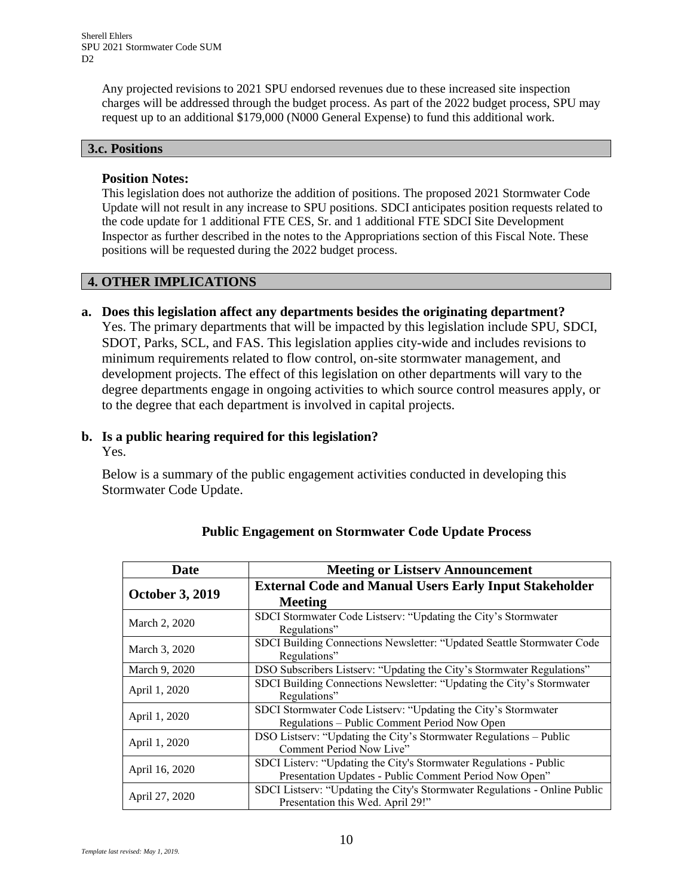Any projected revisions to 2021 SPU endorsed revenues due to these increased site inspection charges will be addressed through the budget process. As part of the 2022 budget process, SPU may request up to an additional $179,000 (N000 General Expense) to fund this additional work.

## 3.c. Positions

**Position Notes:**
This legislation does not authorize the addition of positions. The proposed 2021 Stormwater Code Update will not result in any increase to SPU positions. SDCI anticipates position requests related to the code update for 1 additional FTE CES, Sr. and 1 additional FTE SDCI Site Development Inspector as further described in the notes to the Appropriations section of this Fiscal Note. These positions will be requested during the 2022 budget process.

## 4. OTHER IMPLICATIONS

**a. Does this legislation affect any departments besides the originating department?**
Yes. The primary departments that will be impacted by this legislation include SPU, SDCI, SDOT, Parks, SCL, and FAS. This legislation applies city-wide and includes revisions to minimum requirements related to flow control, on-site stormwater management, and development projects. The effect of this legislation on other departments will vary to the degree departments engage in ongoing activities to which source control measures apply, or to the degree that each department is involved in capital projects.

**b. Is a public hearing required for this legislation?**
Yes.

Below is a summary of the public engagement activities conducted in developing this Stormwater Code Update.

**Public Engagement on Stormwater Code Update Process**

| Date | Meeting or Listserv Announcement |
|---|---|
| **October 3, 2019** | **External Code and Manual Users Early Input Stakeholder Meeting** |
| March 2, 2020 | SDCI Stormwater Code Listserv: "Updating the City's Stormwater Regulations" |
| March 3, 2020 | SDCI Building Connections Newsletter: "Updated Seattle Stormwater Code Regulations" |
| March 9, 2020 | DSO Subscribers Listserv: "Updating the City's Stormwater Regulations" |
| April 1, 2020 | SDCI Building Connections Newsletter: "Updating the City's Stormwater Regulations" |
| April 1, 2020 | SDCI Stormwater Code Listserv: "Updating the City's Stormwater Regulations – Public Comment Period Now Open |
| April 1, 2020 | DSO Listserv: "Updating the City's Stormwater Regulations – Public Comment Period Now Live" |
| April 16, 2020 | SDCI Listerv: "Updating the City's Stormwater Regulations - Public Presentation Updates - Public Comment Period Now Open" |
| April 27, 2020 | SDCI Listserv: "Updating the City's Stormwater Regulations - Online Public Presentation this Wed. April 29!" |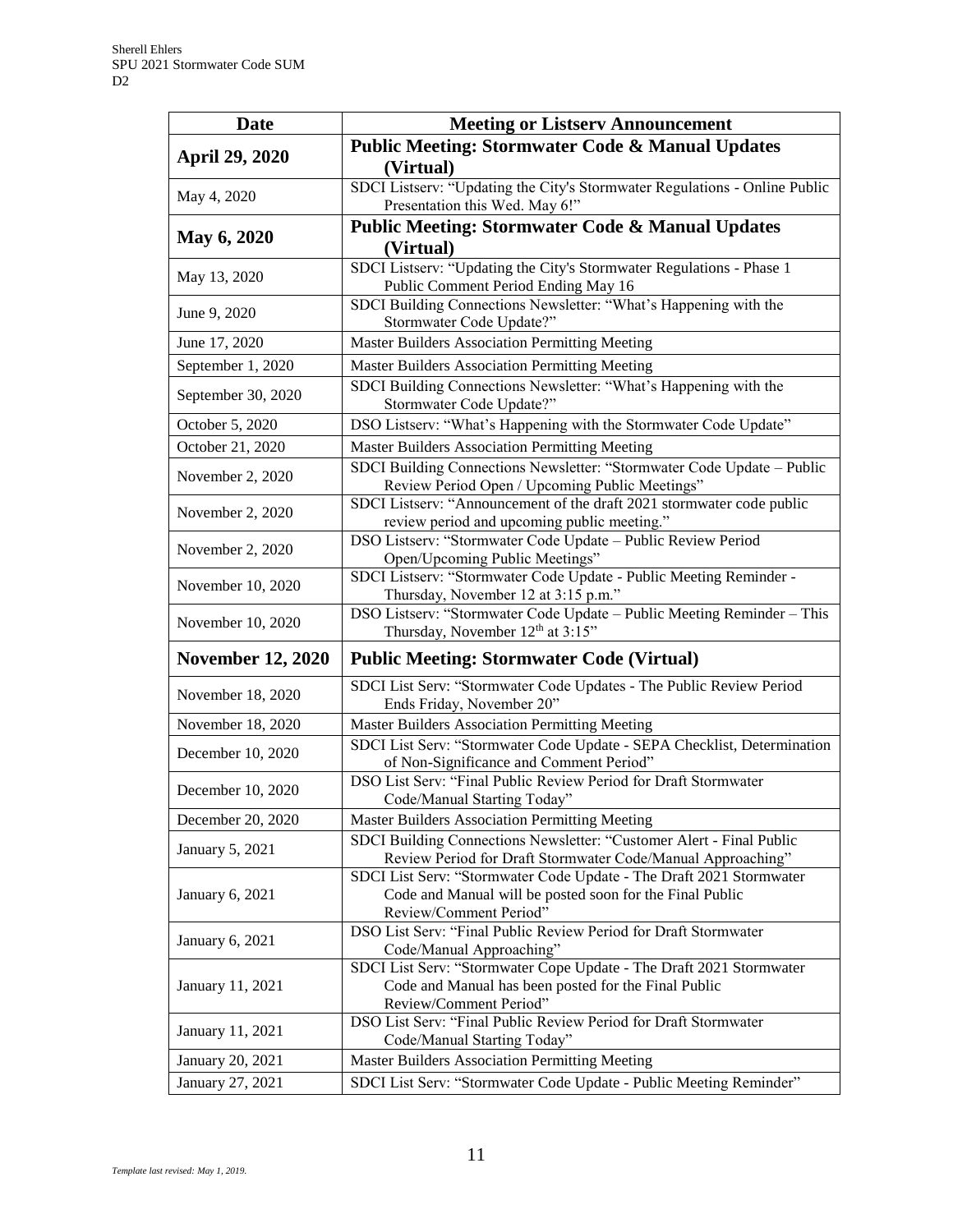| Date | Meeting or Listserv Announcement |
|---|---|
| **April 29, 2020** | **Public Meeting: Stormwater Code & Manual Updates (Virtual)** |
| May 4, 2020 | SDCI Listserv: "Updating the City's Stormwater Regulations - Online Public Presentation this Wed. May 6!" |
| **May 6, 2020** | **Public Meeting: Stormwater Code & Manual Updates (Virtual)** |
| May 13, 2020 | SDCI Listserv: "Updating the City's Stormwater Regulations - Phase 1 Public Comment Period Ending May 16 |
| June 9, 2020 | SDCI Building Connections Newsletter: "What's Happening with the Stormwater Code Update?" |
| June 17, 2020 | Master Builders Association Permitting Meeting |
| September 1, 2020 | Master Builders Association Permitting Meeting |
| September 30, 2020 | SDCI Building Connections Newsletter: "What's Happening with the Stormwater Code Update?" |
| October 5, 2020 | DSO Listserv: "What's Happening with the Stormwater Code Update" |
| October 21, 2020 | Master Builders Association Permitting Meeting |
| November 2, 2020 | SDCI Building Connections Newsletter: "Stormwater Code Update – Public Review Period Open / Upcoming Public Meetings" |
| November 2, 2020 | SDCI Listserv: "Announcement of the draft 2021 stormwater code public review period and upcoming public meeting." |
| November 2, 2020 | DSO Listserv: "Stormwater Code Update – Public Review Period Open/Upcoming Public Meetings" |
| November 10, 2020 | SDCI Listserv: "Stormwater Code Update - Public Meeting Reminder - Thursday, November 12 at 3:15 p.m." |
| November 10, 2020 | DSO Listserv: "Stormwater Code Update – Public Meeting Reminder – This Thursday, November 12th at 3:15" |
| **November 12, 2020** | **Public Meeting: Stormwater Code (Virtual)** |
| November 18, 2020 | SDCI List Serv: "Stormwater Code Updates - The Public Review Period Ends Friday, November 20" |
| November 18, 2020 | Master Builders Association Permitting Meeting |
| December 10, 2020 | SDCI List Serv: "Stormwater Code Update - SEPA Checklist, Determination of Non-Significance and Comment Period" |
| December 10, 2020 | DSO List Serv: "Final Public Review Period for Draft Stormwater Code/Manual Starting Today" |
| December 20, 2020 | Master Builders Association Permitting Meeting |
| January 5, 2021 | SDCI Building Connections Newsletter: "Customer Alert - Final Public Review Period for Draft Stormwater Code/Manual Approaching" |
| January 6, 2021 | SDCI List Serv: "Stormwater Code Update - The Draft 2021 Stormwater Code and Manual will be posted soon for the Final Public Review/Comment Period" |
| January 6, 2021 | DSO List Serv: "Final Public Review Period for Draft Stormwater Code/Manual Approaching" |
| January 11, 2021 | SDCI List Serv: "Stormwater Cope Update - The Draft 2021 Stormwater Code and Manual has been posted for the Final Public Review/Comment Period" |
| January 11, 2021 | DSO List Serv: "Final Public Review Period for Draft Stormwater Code/Manual Starting Today" |
| January 20, 2021 | Master Builders Association Permitting Meeting |
| January 27, 2021 | SDCI List Serv: "Stormwater Code Update - Public Meeting Reminder" |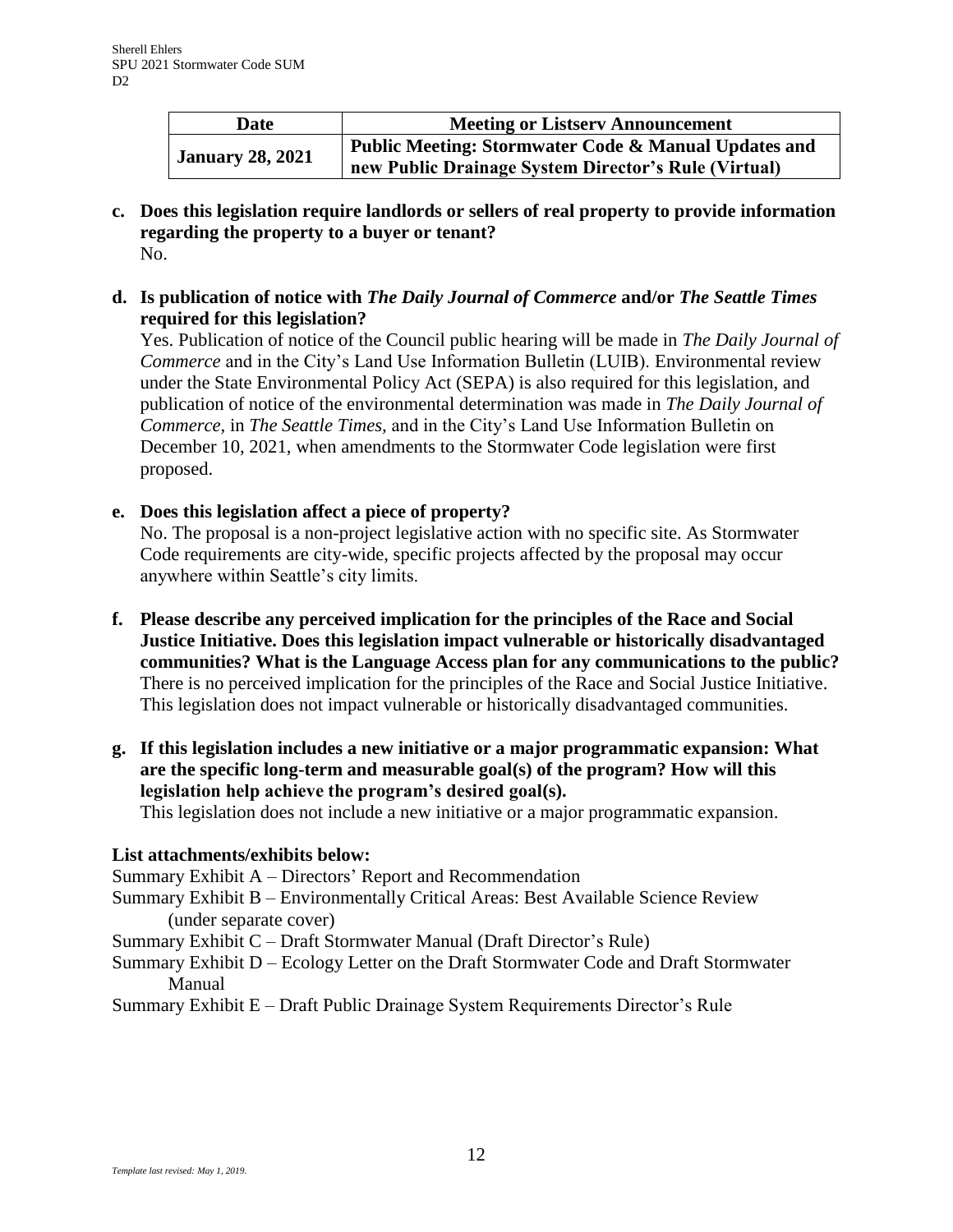| Date | Meeting or Listserv Announcement |
| --- | --- |
| **January 28, 2021** | **Public Meeting: Stormwater Code & Manual Updates and new Public Drainage System Director's Rule (Virtual)** |

**c. Does this legislation require landlords or sellers of real property to provide information regarding the property to a buyer or tenant?**
No.

**d. Is publication of notice with *The Daily Journal of Commerce* and/or *The Seattle Times* required for this legislation?**
Yes. Publication of notice of the Council public hearing will be made in *The Daily Journal of Commerce* and in the City's Land Use Information Bulletin (LUIB). Environmental review under the State Environmental Policy Act (SEPA) is also required for this legislation, and publication of notice of the environmental determination was made in *The Daily Journal of Commerce,* in *The Seattle Times,* and in the City's Land Use Information Bulletin on December 10, 2021, when amendments to the Stormwater Code legislation were first proposed.

**e. Does this legislation affect a piece of property?**
No. The proposal is a non-project legislative action with no specific site. As Stormwater Code requirements are city-wide, specific projects affected by the proposal may occur anywhere within Seattle's city limits.

**f. Please describe any perceived implication for the principles of the Race and Social Justice Initiative. Does this legislation impact vulnerable or historically disadvantaged communities? What is the Language Access plan for any communications to the public?**
There is no perceived implication for the principles of the Race and Social Justice Initiative. This legislation does not impact vulnerable or historically disadvantaged communities.

**g. If this legislation includes a new initiative or a major programmatic expansion: What are the specific long-term and measurable goal(s) of the program? How will this legislation help achieve the program's desired goal(s).**
This legislation does not include a new initiative or a major programmatic expansion.

**List attachments/exhibits below:**

Summary Exhibit A – Directors' Report and Recommendation
Summary Exhibit B – Environmentally Critical Areas: Best Available Science Review (under separate cover)
Summary Exhibit C – Draft Stormwater Manual (Draft Director's Rule)
Summary Exhibit D – Ecology Letter on the Draft Stormwater Code and Draft Stormwater Manual
Summary Exhibit E – Draft Public Drainage System Requirements Director's Rule